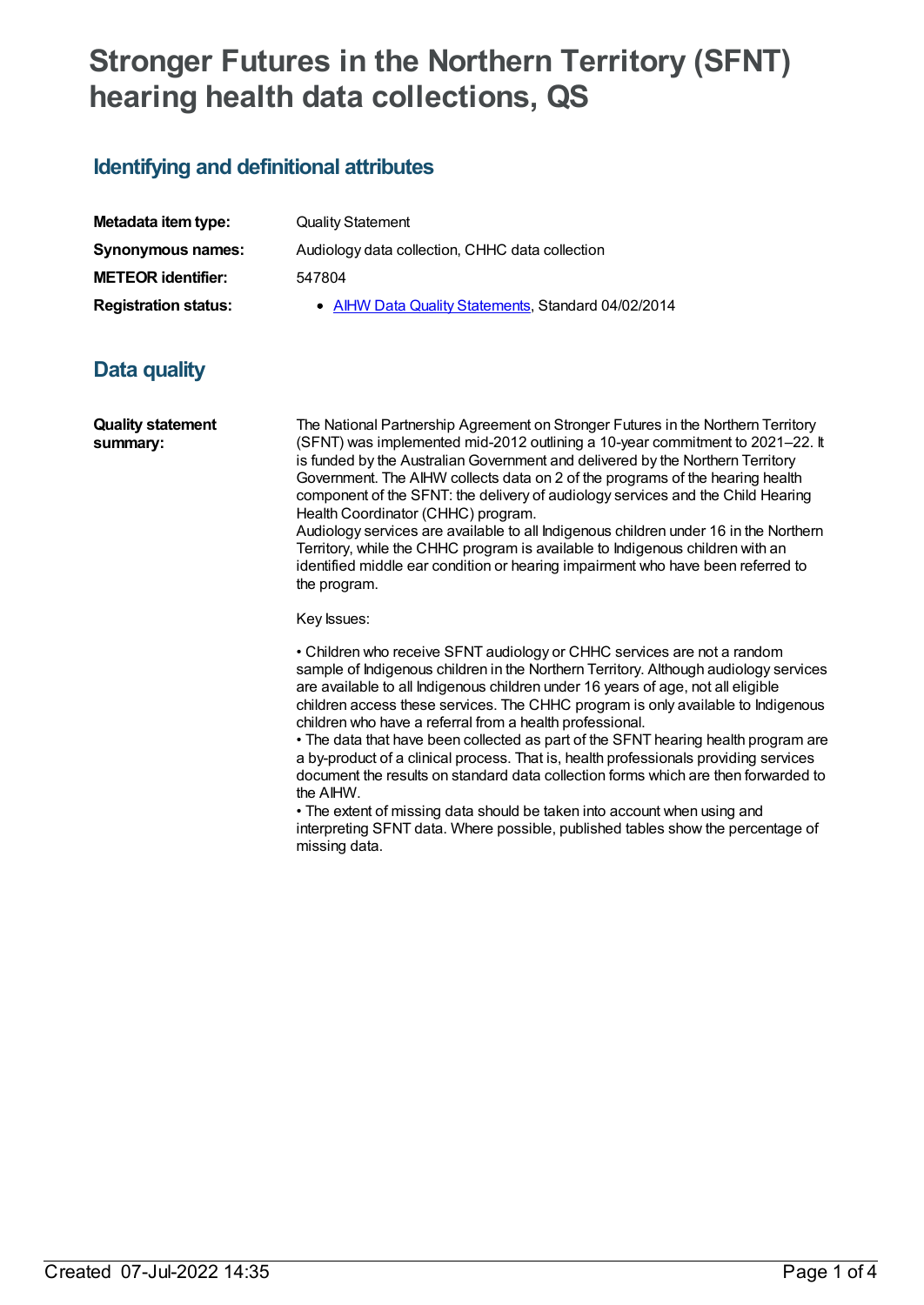# Stronger Futures in the Northern Territory (SFNT) hearing health data collections, QS

## Identifying and definitional attributes

| | |
|---|---|
| **Metadata item type:** | Quality Statement |
| **Synonymous names:** | Audiology data collection, CHHC data collection |
| **METEOR identifier:** | 547804 |
| **Registration status:** | • AIHW Data Quality Statements, Standard 04/02/2014 |

## Data quality

**Quality statement summary:**

The National Partnership Agreement on Stronger Futures in the Northern Territory (SFNT) was implemented mid-2012 outlining a 10-year commitment to 2021–22. It is funded by the Australian Government and delivered by the Northern Territory Government. The AIHW collects data on 2 of the programs of the hearing health component of the SFNT: the delivery of audiology services and the Child Hearing Health Coordinator (CHHC) program.

Audiology services are available to all Indigenous children under 16 in the Northern Territory, while the CHHC program is available to Indigenous children with an identified middle ear condition or hearing impairment who have been referred to the program.

Key Issues:

• Children who receive SFNT audiology or CHHC services are not a random sample of Indigenous children in the Northern Territory. Although audiology services are available to all Indigenous children under 16 years of age, not all eligible children access these services. The CHHC program is only available to Indigenous children who have a referral from a health professional.
• The data that have been collected as part of the SFNT hearing health program are a by-product of a clinical process. That is, health professionals providing services document the results on standard data collection forms which are then forwarded to the AIHW.
• The extent of missing data should be taken into account when using and interpreting SFNT data. Where possible, published tables show the percentage of missing data.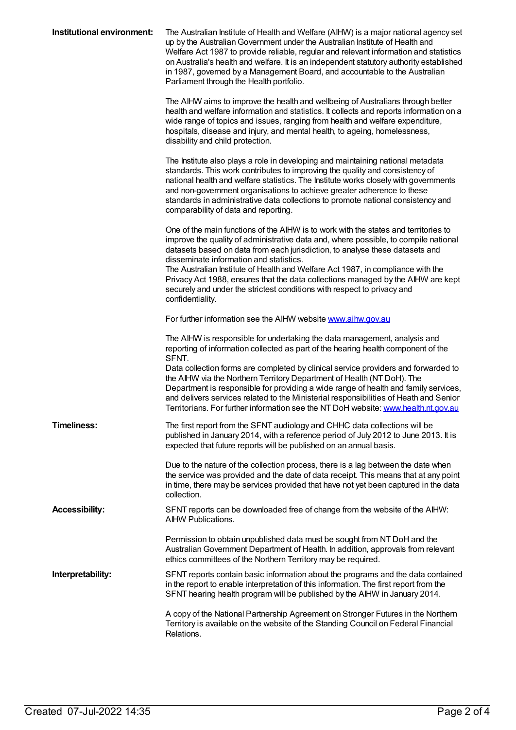**Institutional environment:**

The Australian Institute of Health and Welfare (AIHW) is a major national agency set up by the Australian Government under the Australian Institute of Health and Welfare Act 1987 to provide reliable, regular and relevant information and statistics on Australia's health and welfare. It is an independent statutory authority established in 1987, governed by a Management Board, and accountable to the Australian Parliament through the Health portfolio.

The AIHW aims to improve the health and wellbeing of Australians through better health and welfare information and statistics. It collects and reports information on a wide range of topics and issues, ranging from health and welfare expenditure, hospitals, disease and injury, and mental health, to ageing, homelessness, disability and child protection.

The Institute also plays a role in developing and maintaining national metadata standards. This work contributes to improving the quality and consistency of national health and welfare statistics. The Institute works closely with governments and non-government organisations to achieve greater adherence to these standards in administrative data collections to promote national consistency and comparability of data and reporting.

One of the main functions of the AIHW is to work with the states and territories to improve the quality of administrative data and, where possible, to compile national datasets based on data from each jurisdiction, to analyse these datasets and disseminate information and statistics.
The Australian Institute of Health and Welfare Act 1987, in compliance with the Privacy Act 1988, ensures that the data collections managed by the AIHW are kept securely and under the strictest conditions with respect to privacy and confidentiality.

For further information see the AIHW website [www.aihw.gov.au](http://www.aihw.gov.au)

The AIHW is responsible for undertaking the data management, analysis and reporting of information collected as part of the hearing health component of the SFNT.
Data collection forms are completed by clinical service providers and forwarded to the AIHW via the Northern Territory Department of Health (NT DoH). The Department is responsible for providing a wide range of health and family services, and delivers services related to the Ministerial responsibilities of Heath and Senior Territorians. For further information see the NT DoH website: [www.health.nt.gov.au](http://www.health.nt.gov.au)

**Timeliness:**

The first report from the SFNT audiology and CHHC data collections will be published in January 2014, with a reference period of July 2012 to June 2013. It is expected that future reports will be published on an annual basis.

Due to the nature of the collection process, there is a lag between the date when the service was provided and the date of data receipt. This means that at any point in time, there may be services provided that have not yet been captured in the data collection.

**Accessibility:**

SFNT reports can be downloaded free of change from the website of the AIHW: AIHW Publications.

Permission to obtain unpublished data must be sought from NT DoH and the Australian Government Department of Health. In addition, approvals from relevant ethics committees of the Northern Territory may be required.

**Interpretability:**

SFNT reports contain basic information about the programs and the data contained in the report to enable interpretation of this information. The first report from the SFNT hearing health program will be published by the AIHW in January 2014.

A copy of the National Partnership Agreement on Stronger Futures in the Northern Territory is available on the website of the Standing Council on Federal Financial Relations.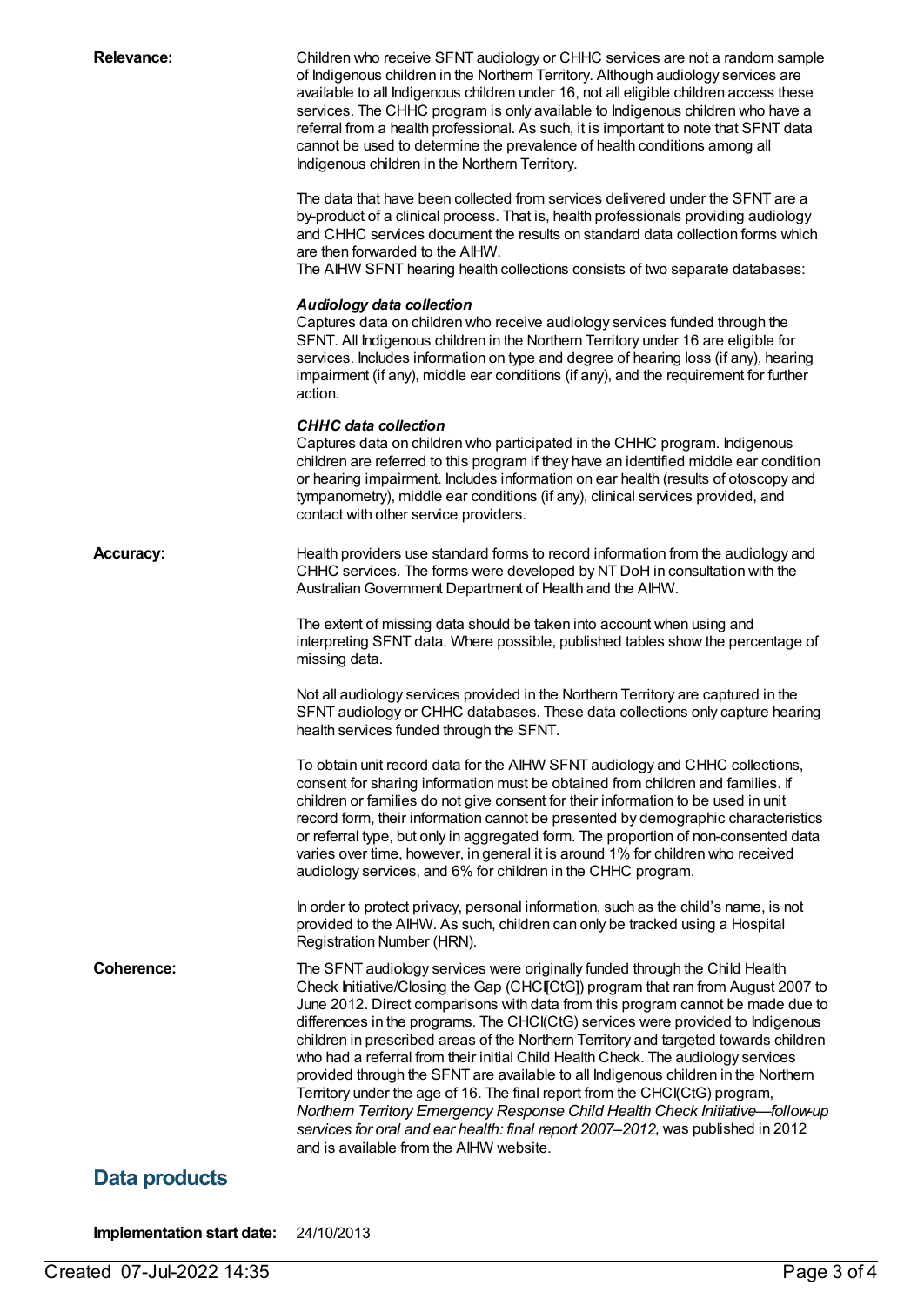**Relevance:**

Children who receive SFNT audiology or CHHC services are not a random sample of Indigenous children in the Northern Territory. Although audiology services are available to all Indigenous children under 16, not all eligible children access these services. The CHHC program is only available to Indigenous children who have a referral from a health professional. As such, it is important to note that SFNT data cannot be used to determine the prevalence of health conditions among all Indigenous children in the Northern Territory.

The data that have been collected from services delivered under the SFNT are a by-product of a clinical process. That is, health professionals providing audiology and CHHC services document the results on standard data collection forms which are then forwarded to the AIHW.
The AIHW SFNT hearing health collections consists of two separate databases:

***Audiology data collection***
Captures data on children who receive audiology services funded through the SFNT. All Indigenous children in the Northern Territory under 16 are eligible for services. Includes information on type and degree of hearing loss (if any), hearing impairment (if any), middle ear conditions (if any), and the requirement for further action.

***CHHC data collection***
Captures data on children who participated in the CHHC program. Indigenous children are referred to this program if they have an identified middle ear condition or hearing impairment. Includes information on ear health (results of otoscopy and tympanometry), middle ear conditions (if any), clinical services provided, and contact with other service providers.

**Accuracy:**

Health providers use standard forms to record information from the audiology and CHHC services. The forms were developed by NT DoH in consultation with the Australian Government Department of Health and the AIHW.

The extent of missing data should be taken into account when using and interpreting SFNT data. Where possible, published tables show the percentage of missing data.

Not all audiology services provided in the Northern Territory are captured in the SFNT audiology or CHHC databases. These data collections only capture hearing health services funded through the SFNT.

To obtain unit record data for the AIHW SFNT audiology and CHHC collections, consent for sharing information must be obtained from children and families. If children or families do not give consent for their information to be used in unit record form, their information cannot be presented by demographic characteristics or referral type, but only in aggregated form. The proportion of non-consented data varies over time, however, in general it is around 1% for children who received audiology services, and 6% for children in the CHHC program.

In order to protect privacy, personal information, such as the child's name, is not provided to the AIHW. As such, children can only be tracked using a Hospital Registration Number (HRN).

**Coherence:**

The SFNT audiology services were originally funded through the Child Health Check Initiative/Closing the Gap (CHCI[CtG]) program that ran from August 2007 to June 2012. Direct comparisons with data from this program cannot be made due to differences in the programs. The CHCI(CtG) services were provided to Indigenous children in prescribed areas of the Northern Territory and targeted towards children who had a referral from their initial Child Health Check. The audiology services provided through the SFNT are available to all Indigenous children in the Northern Territory under the age of 16. The final report from the CHCI(CtG) program, *Northern Territory Emergency Response Child Health Check Initiative—follow-up services for oral and ear health: final report 2007–2012*, was published in 2012 and is available from the AIHW website.

## Data products

**Implementation start date:** 24/10/2013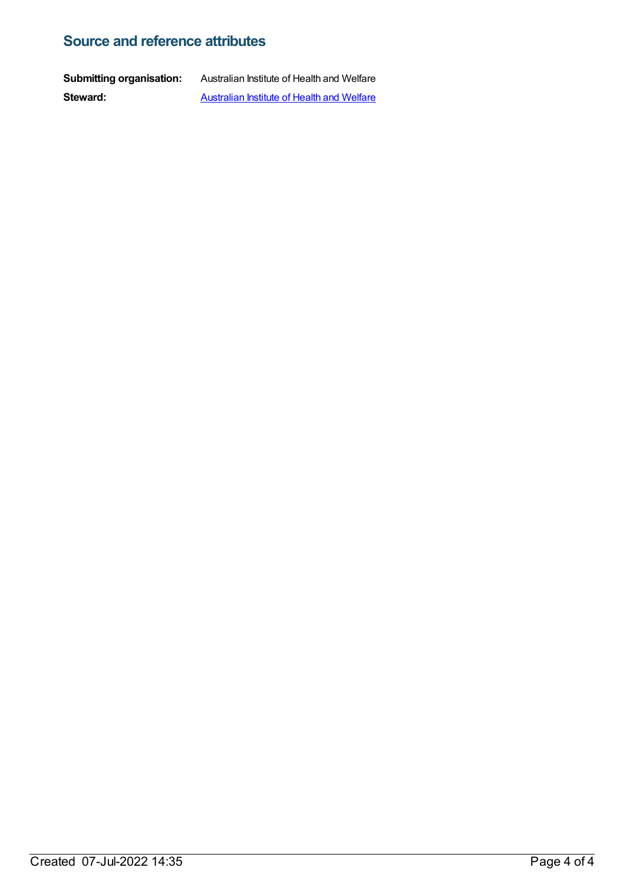## Source and reference attributes

**Submitting organisation:** Australian Institute of Health and Welfare

**Steward:** [Australian Institute of Health and Welfare]